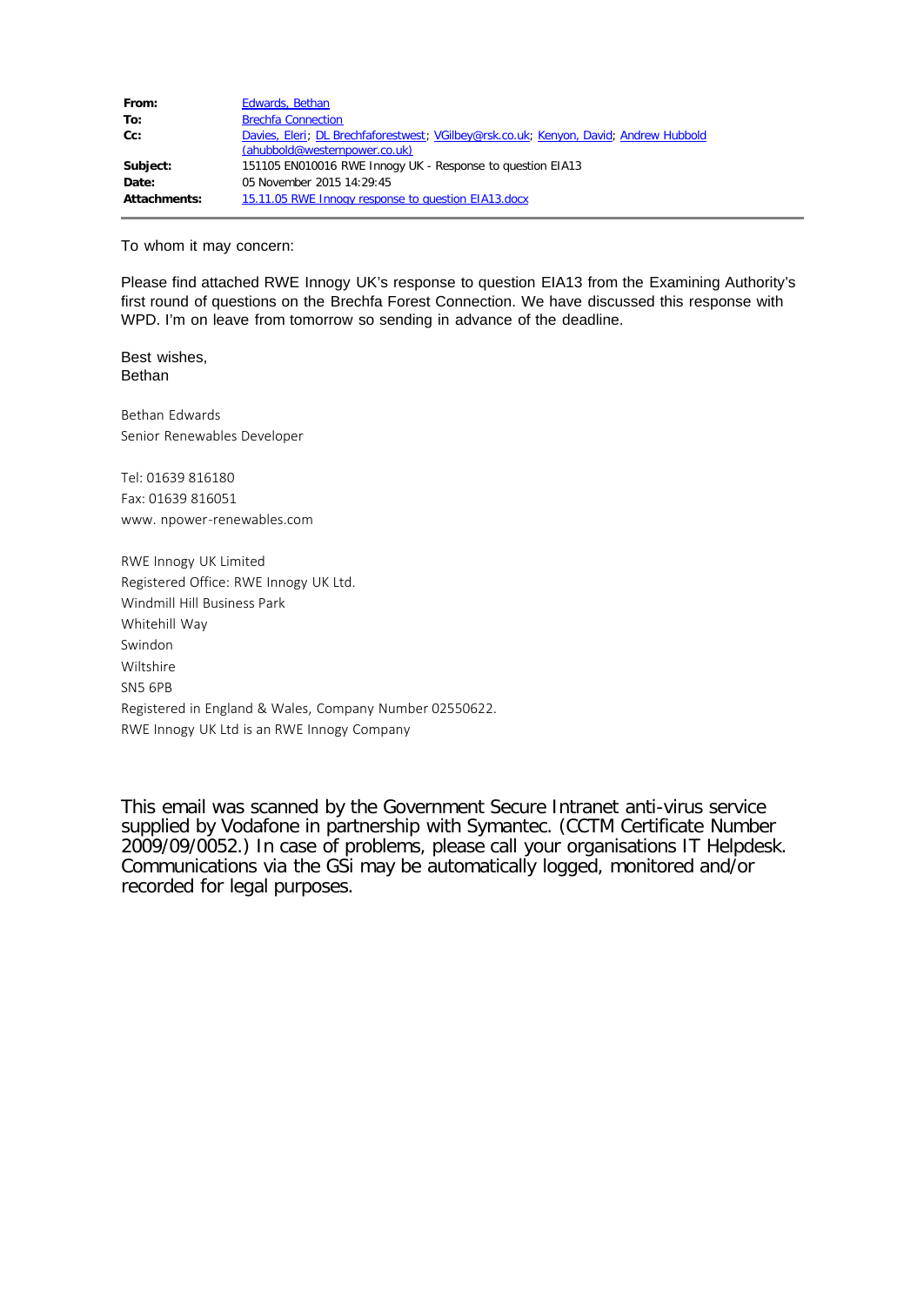| | |
|---|---|
| **From:** | Edwards, Bethan |
| **To:** | Brechfa Connection |
| **Cc:** | Davies, Eleri; DL Brechfaforestwest; VGilbey@rsk.co.uk; Kenyon, David; Andrew Hubbold (ahubbold@westernpower.co.uk) |
| **Subject:** | 151105 EN010016 RWE Innogy UK - Response to question EIA13 |
| **Date:** | 05 November 2015 14:29:45 |
| **Attachments:** | 15.11.05 RWE Innogy response to question EIA13.docx |

To whom it may concern:

Please find attached RWE Innogy UK's response to question EIA13 from the Examining Authority's first round of questions on the Brechfa Forest Connection. We have discussed this response with WPD. I'm on leave from tomorrow so sending in advance of the deadline.

Best wishes,
Bethan

Bethan Edwards
Senior Renewables Developer

Tel: 01639 816180
Fax: 01639 816051
www. npower-renewables.com

RWE Innogy UK Limited
Registered Office: RWE Innogy UK Ltd.
Windmill Hill Business Park
Whitehill Way
Swindon
Wiltshire
SN5 6PB
Registered in England & Wales, Company Number 02550622.
RWE Innogy UK Ltd is an RWE Innogy Company

This email was scanned by the Government Secure Intranet anti-virus service supplied by Vodafone in partnership with Symantec. (CCTM Certificate Number 2009/09/0052.) In case of problems, please call your organisations IT Helpdesk. Communications via the GSi may be automatically logged, monitored and/or recorded for legal purposes.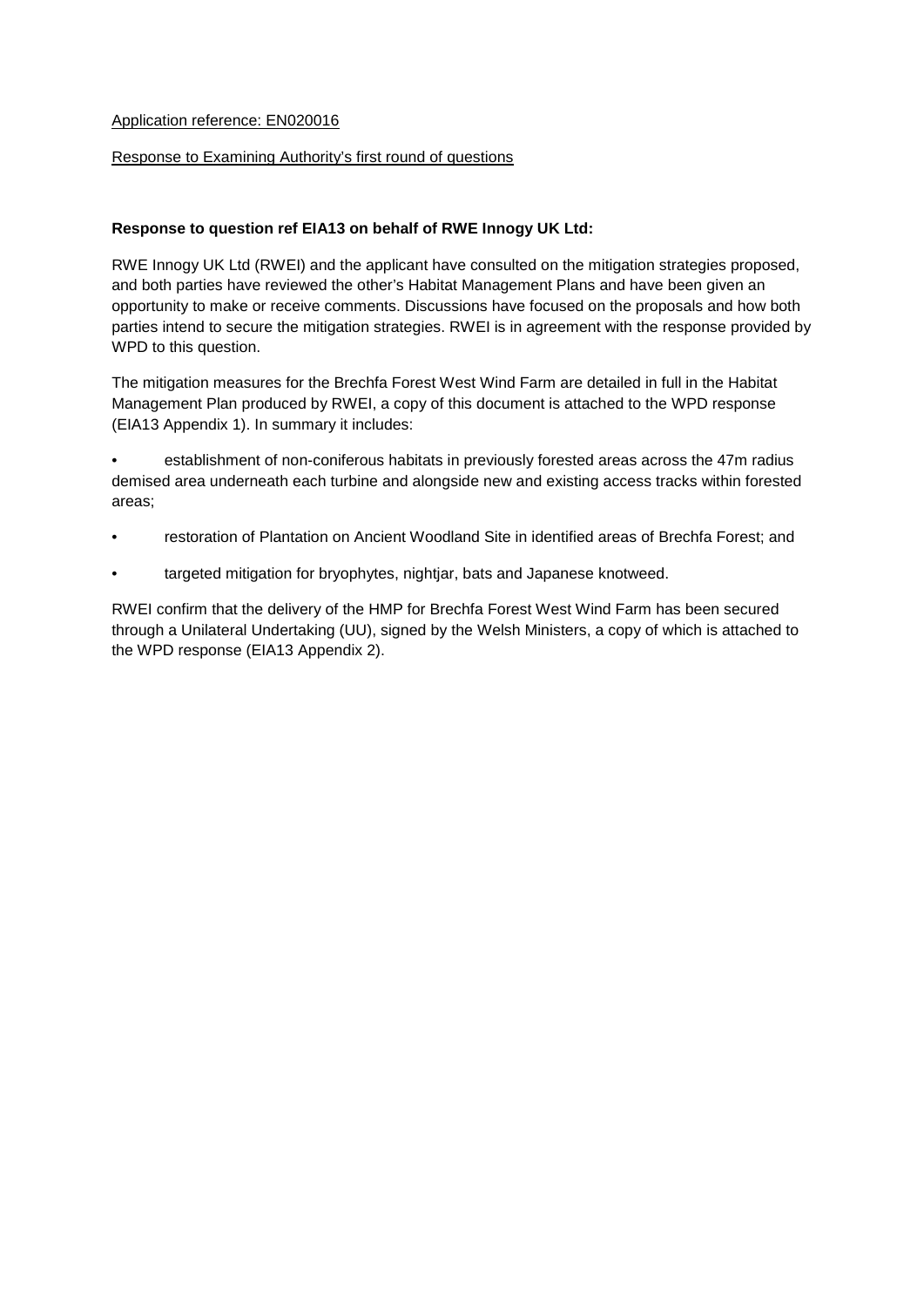Application reference: EN020016

Response to Examining Authority's first round of questions

**Response to question ref EIA13 on behalf of RWE Innogy UK Ltd:**

RWE Innogy UK Ltd (RWEI) and the applicant have consulted on the mitigation strategies proposed, and both parties have reviewed the other's Habitat Management Plans and have been given an opportunity to make or receive comments. Discussions have focused on the proposals and how both parties intend to secure the mitigation strategies. RWEI is in agreement with the response provided by WPD to this question.

The mitigation measures for the Brechfa Forest West Wind Farm are detailed in full in the Habitat Management Plan produced by RWEI, a copy of this document is attached to the WPD response (EIA13 Appendix 1). In summary it includes:

- establishment of non-coniferous habitats in previously forested areas across the 47m radius demised area underneath each turbine and alongside new and existing access tracks within forested areas;
- restoration of Plantation on Ancient Woodland Site in identified areas of Brechfa Forest; and
- targeted mitigation for bryophytes, nightjar, bats and Japanese knotweed.

RWEI confirm that the delivery of the HMP for Brechfa Forest West Wind Farm has been secured through a Unilateral Undertaking (UU), signed by the Welsh Ministers, a copy of which is attached to the WPD response (EIA13 Appendix 2).